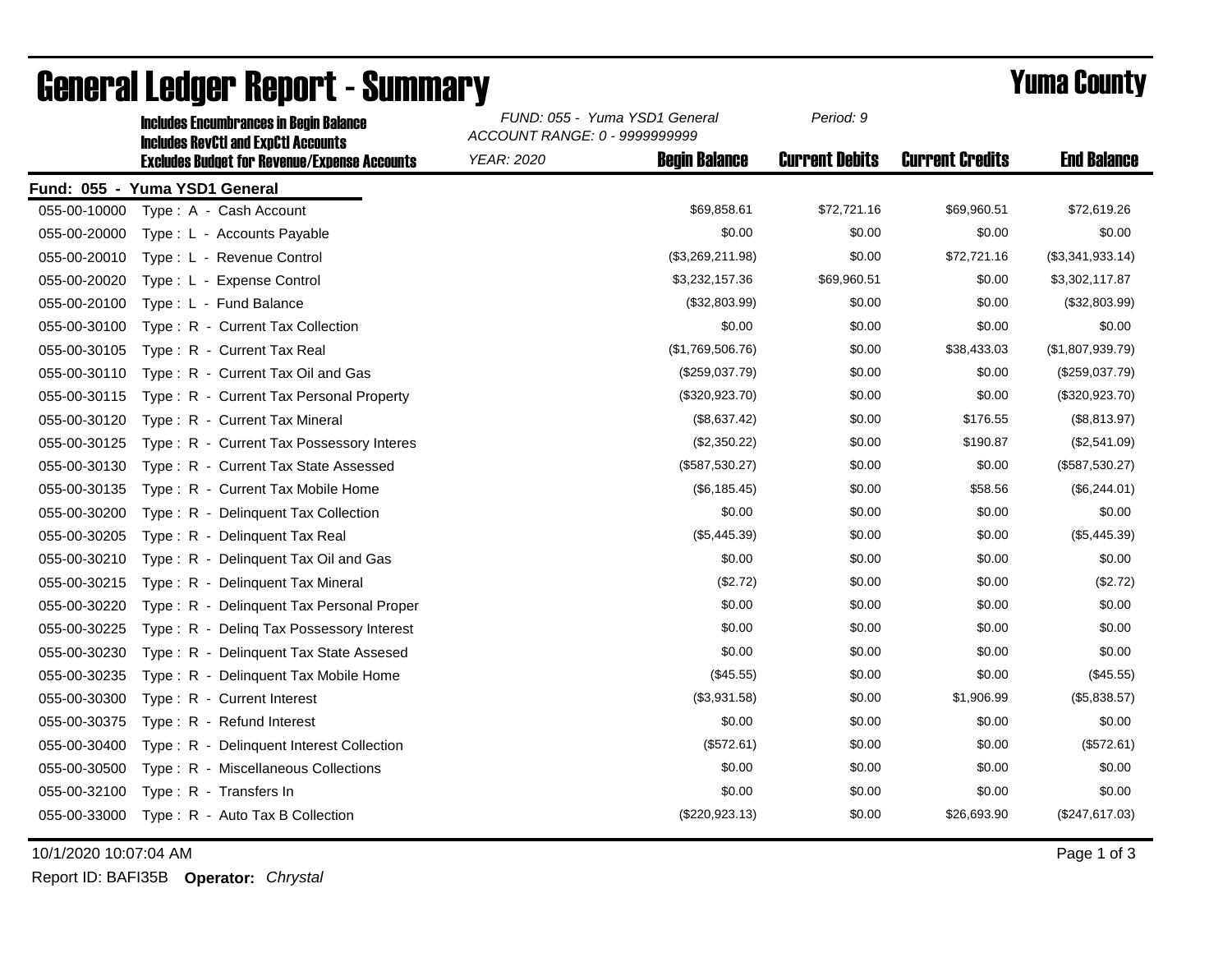# General Ledger Report - Summary

**Yuma County**

**Includes Encumbrances in Begin Balance**
**Includes RevCtl and ExpCtl Accounts**
**Excludes Budget for Revenue/Expense Accounts**

*FUND: 055 - Yuma YSD1 General*
*ACCOUNT RANGE: 0 - 9999999999*
*YEAR: 2020*
*Period: 9*

**Fund: 055 - Yuma YSD1 General**

| Account | Description | Begin Balance | Current Debits | Current Credits | End Balance |
|---|---|---|---|---|---|
| 055-00-10000 | Type : A - Cash Account | $69,858.61 | $72,721.16 | $69,960.51 | $72,619.26 |
| 055-00-20000 | Type : L - Accounts Payable | $0.00 | $0.00 | $0.00 | $0.00 |
| 055-00-20010 | Type : L - Revenue Control | ($3,269,211.98) | $0.00 | $72,721.16 | ($3,341,933.14) |
| 055-00-20020 | Type : L - Expense Control | $3,232,157.36 | $69,960.51 | $0.00 | $3,302,117.87 |
| 055-00-20100 | Type : L - Fund Balance | ($32,803.99) | $0.00 | $0.00 | ($32,803.99) |
| 055-00-30100 | Type : R - Current Tax Collection | $0.00 | $0.00 | $0.00 | $0.00 |
| 055-00-30105 | Type : R - Current Tax Real | ($1,769,506.76) | $0.00 | $38,433.03 | ($1,807,939.79) |
| 055-00-30110 | Type : R - Current Tax Oil and Gas | ($259,037.79) | $0.00 | $0.00 | ($259,037.79) |
| 055-00-30115 | Type : R - Current Tax Personal Property | ($320,923.70) | $0.00 | $0.00 | ($320,923.70) |
| 055-00-30120 | Type : R - Current Tax Mineral | ($8,637.42) | $0.00 | $176.55 | ($8,813.97) |
| 055-00-30125 | Type : R - Current Tax Possessory Interes | ($2,350.22) | $0.00 | $190.87 | ($2,541.09) |
| 055-00-30130 | Type : R - Current Tax State Assessed | ($587,530.27) | $0.00 | $0.00 | ($587,530.27) |
| 055-00-30135 | Type : R - Current Tax Mobile Home | ($6,185.45) | $0.00 | $58.56 | ($6,244.01) |
| 055-00-30200 | Type : R - Delinquent Tax Collection | $0.00 | $0.00 | $0.00 | $0.00 |
| 055-00-30205 | Type : R - Delinquent Tax Real | ($5,445.39) | $0.00 | $0.00 | ($5,445.39) |
| 055-00-30210 | Type : R - Delinquent Tax Oil and Gas | $0.00 | $0.00 | $0.00 | $0.00 |
| 055-00-30215 | Type : R - Delinquent Tax Mineral | ($2.72) | $0.00 | $0.00 | ($2.72) |
| 055-00-30220 | Type : R - Delinquent Tax Personal Proper | $0.00 | $0.00 | $0.00 | $0.00 |
| 055-00-30225 | Type : R - Delinq Tax Possessory Interest | $0.00 | $0.00 | $0.00 | $0.00 |
| 055-00-30230 | Type : R - Delinquent Tax State Assesed | $0.00 | $0.00 | $0.00 | $0.00 |
| 055-00-30235 | Type : R - Delinquent Tax Mobile Home | ($45.55) | $0.00 | $0.00 | ($45.55) |
| 055-00-30300 | Type : R - Current Interest | ($3,931.58) | $0.00 | $1,906.99 | ($5,838.57) |
| 055-00-30375 | Type : R - Refund Interest | $0.00 | $0.00 | $0.00 | $0.00 |
| 055-00-30400 | Type : R - Delinquent Interest Collection | ($572.61) | $0.00 | $0.00 | ($572.61) |
| 055-00-30500 | Type : R - Miscellaneous Collections | $0.00 | $0.00 | $0.00 | $0.00 |
| 055-00-32100 | Type : R - Transfers In | $0.00 | $0.00 | $0.00 | $0.00 |
| 055-00-33000 | Type : R - Auto Tax B Collection | ($220,923.13) | $0.00 | $26,693.90 | ($247,617.03) |

10/1/2020 10:07:04 AM

Report ID: BAFI35B **Operator:** *Chrystal*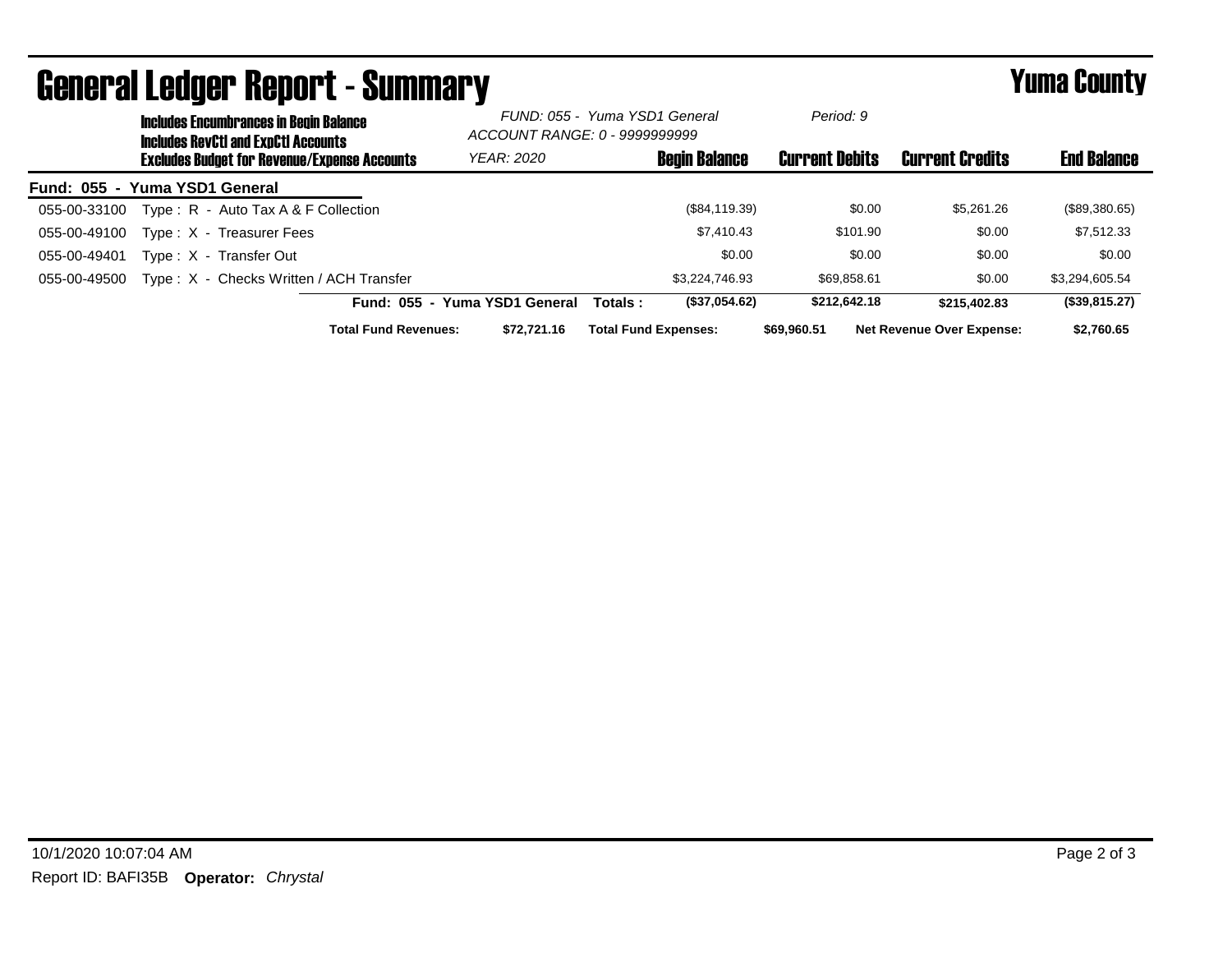# General Ledger Report - Summary

# Yuma County

**Includes Encumbrances in Begin Balance**
**Includes RevCtl and ExpCtl Accounts**
**Excludes Budget for Revenue/Expense Accounts**

*FUND: 055 - Yuma YSD1 General*
*ACCOUNT RANGE: 0 - 9999999999*
*YEAR: 2020*
*Period: 9*

**Fund: 055 - Yuma YSD1 General**

| Account | Description | Begin Balance | Current Debits | Current Credits | End Balance |
|---|---|---|---|---|---|
| 055-00-33100 | Type : R - Auto Tax A & F Collection | ($84,119.39) | $0.00 | $5,261.26 | ($89,380.65) |
| 055-00-49100 | Type : X - Treasurer Fees | $7,410.43 | $101.90 | $0.00 | $7,512.33 |
| 055-00-49401 | Type : X - Transfer Out | $0.00 | $0.00 | $0.00 | $0.00 |
| 055-00-49500 | Type : X - Checks Written / ACH Transfer | $3,224,746.93 | $69,858.61 | $0.00 | $3,294,605.54 |
| | **Fund: 055 - Yuma YSD1 General Totals :** | **($37,054.62)** | **$212,642.18** | **$215,402.83** | **($39,815.27)** |

**Total Fund Revenues:** **$72,721.16** **Total Fund Expenses:** **$69,960.51** **Net Revenue Over Expense:** **$2,760.65**

10/1/2020 10:07:04 AM

Report ID: BAFI35B **Operator:** *Chrystal*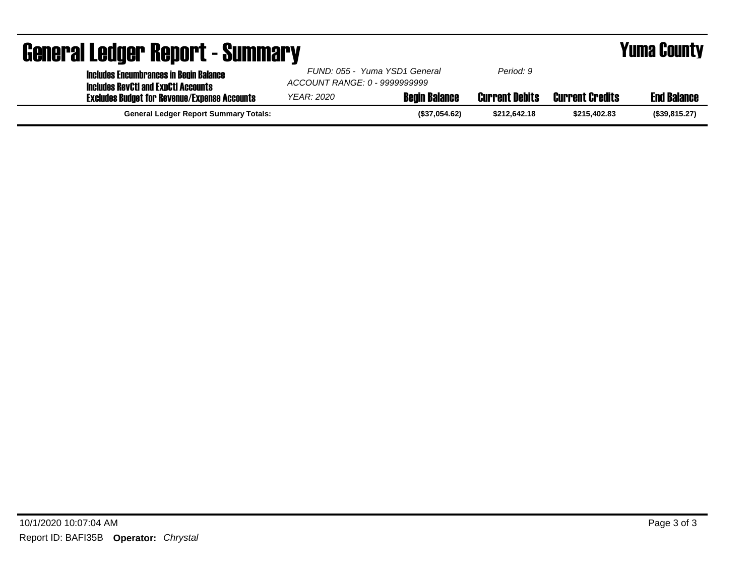# General Ledger Report - Summary

**Yuma County**

**Includes Encumbrances in Begin Balance**
**Includes RevCtl and ExpCtl Accounts**
**Excludes Budget for Revenue/Expense Accounts**

*FUND: 055 - Yuma YSD1 General*
*ACCOUNT RANGE: 0 - 9999999999*
*YEAR: 2020*
*Period: 9*

| | Begin Balance | Current Debits | Current Credits | End Balance |
|---|---|---|---|---|
| **General Ledger Report Summary Totals:** | **($37,054.62)** | **$212,642.18** | **$215,402.83** | **($39,815.27)** |

10/1/2020 10:07:04 AM

Report ID: BAFI35B **Operator:** *Chrystal*